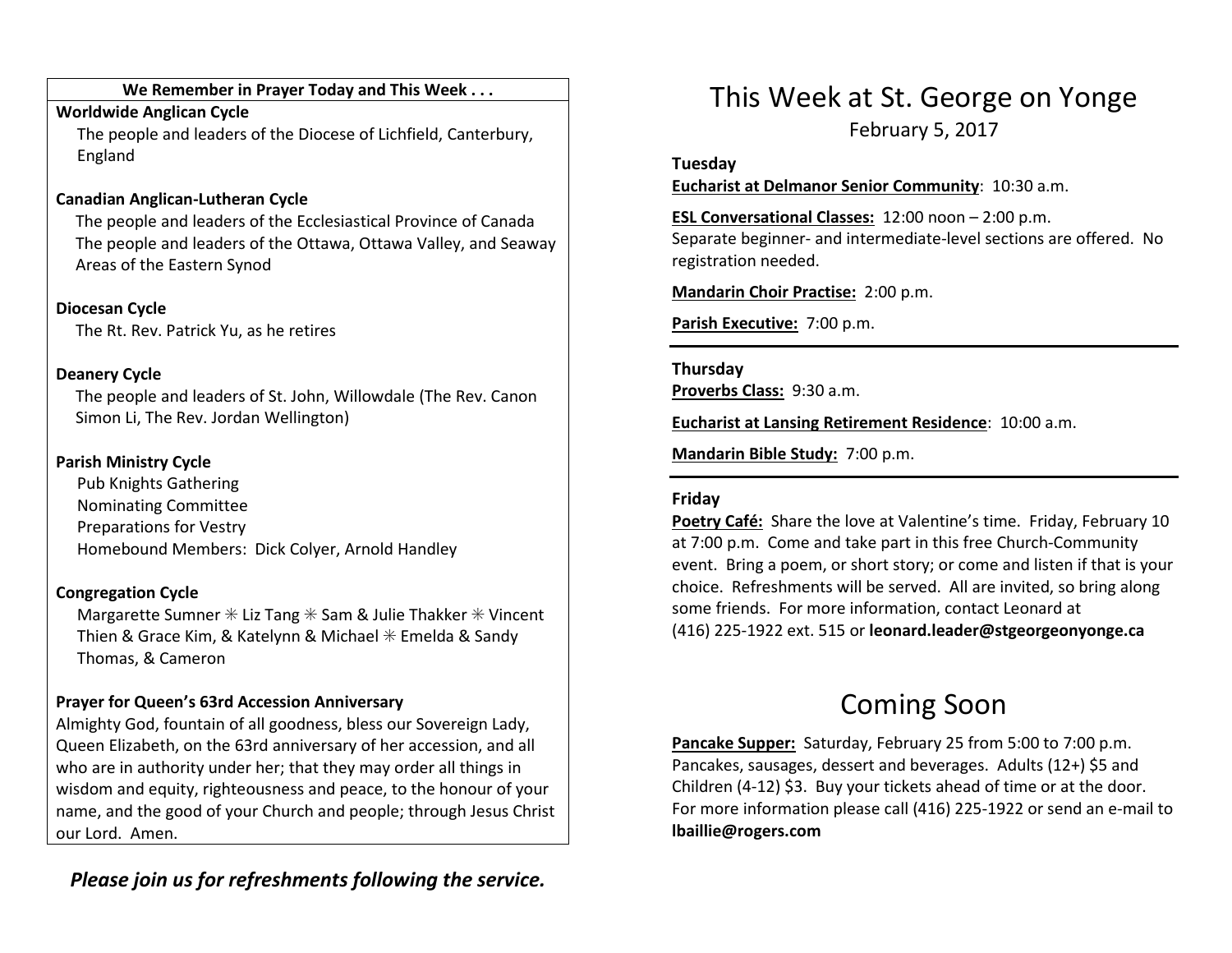### We Remember in Prayer Today and This Week . . .

**Worldwide Anglican Cycle**

The people and leaders of the Diocese of Lichfield, Canterbury, England

**Canadian Anglican-Lutheran Cycle**

The people and leaders of the Ecclesiastical Province of Canada
The people and leaders of the Ottawa, Ottawa Valley, and Seaway Areas of the Eastern Synod

**Diocesan Cycle**

The Rt. Rev. Patrick Yu, as he retires

**Deanery Cycle**

The people and leaders of St. John, Willowdale (The Rev. Canon Simon Li, The Rev. Jordan Wellington)

**Parish Ministry Cycle**

Pub Knights Gathering
Nominating Committee
Preparations for Vestry
Homebound Members: Dick Colyer, Arnold Handley

**Congregation Cycle**

Margarette Sumner ✳ Liz Tang ✳ Sam & Julie Thakker ✳ Vincent Thien & Grace Kim, & Katelynn & Michael ✳ Emelda & Sandy Thomas, & Cameron

**Prayer for Queen's 63rd Accession Anniversary**

Almighty God, fountain of all goodness, bless our Sovereign Lady, Queen Elizabeth, on the 63rd anniversary of her accession, and all who are in authority under her; that they may order all things in wisdom and equity, righteousness and peace, to the honour of your name, and the good of your Church and people; through Jesus Christ our Lord. Amen.

***Please join us for refreshments following the service.***

# This Week at St. George on Yonge

February 5, 2017

**Tuesday**

**Eucharist at Delmanor Senior Community**: 10:30 a.m.

**ESL Conversational Classes:** 12:00 noon – 2:00 p.m.
Separate beginner- and intermediate-level sections are offered. No registration needed.

**Mandarin Choir Practise:** 2:00 p.m.

**Parish Executive:** 7:00 p.m.

---

**Thursday**

**Proverbs Class:** 9:30 a.m.

**Eucharist at Lansing Retirement Residence**: 10:00 a.m.

**Mandarin Bible Study:** 7:00 p.m.

---

**Friday**

**Poetry Café:** Share the love at Valentine's time. Friday, February 10 at 7:00 p.m. Come and take part in this free Church-Community event. Bring a poem, or short story; or come and listen if that is your choice. Refreshments will be served. All are invited, so bring along some friends. For more information, contact Leonard at (416) 225-1922 ext. 515 or **leonard.leader@stgeorgeonyonge.ca**

# Coming Soon

**Pancake Supper:** Saturday, February 25 from 5:00 to 7:00 p.m. Pancakes, sausages, dessert and beverages. Adults (12+) $5 and Children (4-12) $3. Buy your tickets ahead of time or at the door. For more information please call (416) 225-1922 or send an e-mail to **lbaillie@rogers.com**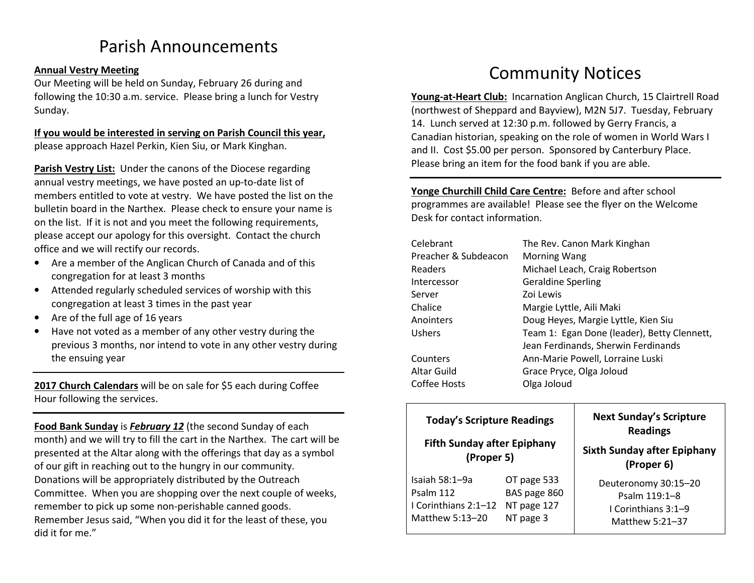# Parish Announcements

**Annual Vestry Meeting**
Our Meeting will be held on Sunday, February 26 during and following the 10:30 a.m. service. Please bring a lunch for Vestry Sunday.

**If you would be interested in serving on Parish Council this year,** please approach Hazel Perkin, Kien Siu, or Mark Kinghan.

**Parish Vestry List:** Under the canons of the Diocese regarding annual vestry meetings, we have posted an up-to-date list of members entitled to vote at vestry. We have posted the list on the bulletin board in the Narthex. Please check to ensure your name is on the list. If it is not and you meet the following requirements, please accept our apology for this oversight. Contact the church office and we will rectify our records.

- Are a member of the Anglican Church of Canada and of this congregation for at least 3 months
- Attended regularly scheduled services of worship with this congregation at least 3 times in the past year
- Are of the full age of 16 years
- Have not voted as a member of any other vestry during the previous 3 months, nor intend to vote in any other vestry during the ensuing year

---

**2017 Church Calendars** will be on sale for $5 each during Coffee Hour following the services.

---

**Food Bank Sunday** is ***February 12*** (the second Sunday of each month) and we will try to fill the cart in the Narthex. The cart will be presented at the Altar along with the offerings that day as a symbol of our gift in reaching out to the hungry in our community. Donations will be appropriately distributed by the Outreach Committee. When you are shopping over the next couple of weeks, remember to pick up some non-perishable canned goods. Remember Jesus said, "When you did it for the least of these, you did it for me."

# Community Notices

**Young-at-Heart Club:** Incarnation Anglican Church, 15 Clairtrell Road (northwest of Sheppard and Bayview), M2N 5J7. Tuesday, February 14. Lunch served at 12:30 p.m. followed by Gerry Francis, a Canadian historian, speaking on the role of women in World Wars I and II. Cost $5.00 per person. Sponsored by Canterbury Place. Please bring an item for the food bank if you are able.

---

**Yonge Churchill Child Care Centre:** Before and after school programmes are available! Please see the flyer on the Welcome Desk for contact information.

| | |
|---|---|
| Celebrant | The Rev. Canon Mark Kinghan |
| Preacher & Subdeacon | Morning Wang |
| Readers | Michael Leach, Craig Robertson |
| Intercessor | Geraldine Sperling |
| Server | Zoi Lewis |
| Chalice | Margie Lyttle, Aili Maki |
| Anointers | Doug Heyes, Margie Lyttle, Kien Siu |
| Ushers | Team 1: Egan Done (leader), Betty Clennett, Jean Ferdinands, Sherwin Ferdinands |
| Counters | Ann-Marie Powell, Lorraine Luski |
| Altar Guild | Grace Pryce, Olga Joloud |
| Coffee Hosts | Olga Joloud |

**Today's Scripture Readings**

**Fifth Sunday after Epiphany (Proper 5)**

| | |
|---|---|
| Isaiah 58:1–9a | OT page 533 |
| Psalm 112 | BAS page 860 |
| I Corinthians 2:1–12 | NT page 127 |
| Matthew 5:13–20 | NT page 3 |

**Next Sunday's Scripture Readings**

**Sixth Sunday after Epiphany (Proper 6)**

Deuteronomy 30:15–20
Psalm 119:1–8
I Corinthians 3:1–9
Matthew 5:21–37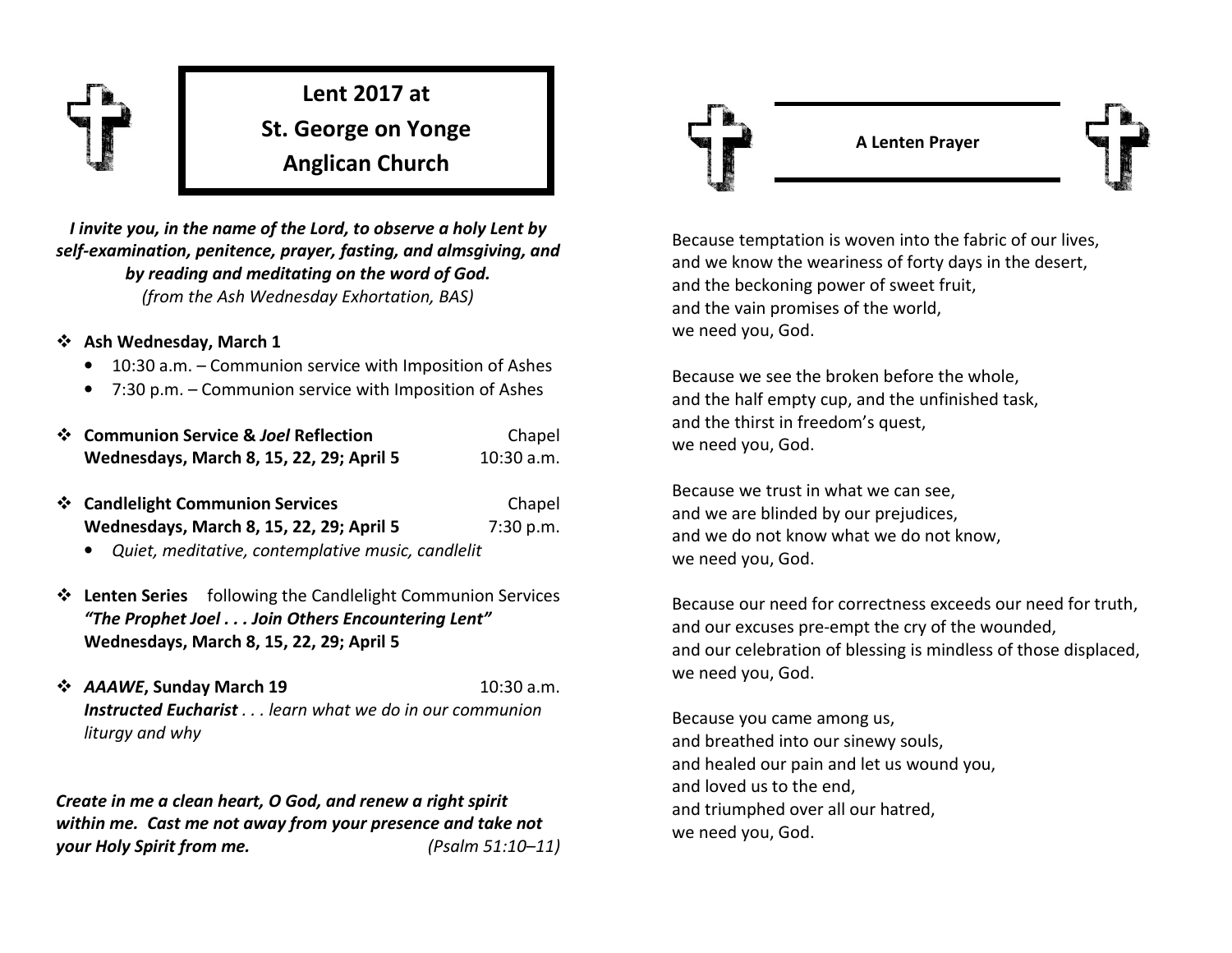# Lent 2017 at St. George on Yonge Anglican Church

***I invite you, in the name of the Lord, to observe a holy Lent by self-examination, penitence, prayer, fasting, and almsgiving, and by reading and meditating on the word of God.***
*(from the Ash Wednesday Exhortation, BAS)*

- **Ash Wednesday, March 1**
  - 10:30 a.m. – Communion service with Imposition of Ashes
  - 7:30 p.m. – Communion service with Imposition of Ashes

- **Communion Service & *Joel* Reflection** — Chapel
  **Wednesdays, March 8, 15, 22, 29; April 5** — 10:30 a.m.

- **Candlelight Communion Services** — Chapel
  **Wednesdays, March 8, 15, 22, 29; April 5** — 7:30 p.m.
  - *Quiet, meditative, contemplative music, candlelit*

- **Lenten Series** following the Candlelight Communion Services
  ***"The Prophet Joel . . . Join Others Encountering Lent"***
  **Wednesdays, March 8, 15, 22, 29; April 5**

- ***AAAWE*, Sunday March 19** — 10:30 a.m.
  ***Instructed Eucharist*** *. . . learn what we do in our communion liturgy and why*

***Create in me a clean heart, O God, and renew a right spirit within me. Cast me not away from your presence and take not your Holy Spirit from me.*** *(Psalm 51:10–11)*

## A Lenten Prayer

Because temptation is woven into the fabric of our lives,
and we know the weariness of forty days in the desert,
and the beckoning power of sweet fruit,
and the vain promises of the world,
we need you, God.

Because we see the broken before the whole,
and the half empty cup, and the unfinished task,
and the thirst in freedom's quest,
we need you, God.

Because we trust in what we can see,
and we are blinded by our prejudices,
and we do not know what we do not know,
we need you, God.

Because our need for correctness exceeds our need for truth,
and our excuses pre-empt the cry of the wounded,
and our celebration of blessing is mindless of those displaced,
we need you, God.

Because you came among us,
and breathed into our sinewy souls,
and healed our pain and let us wound you,
and loved us to the end,
and triumphed over all our hatred,
we need you, God.